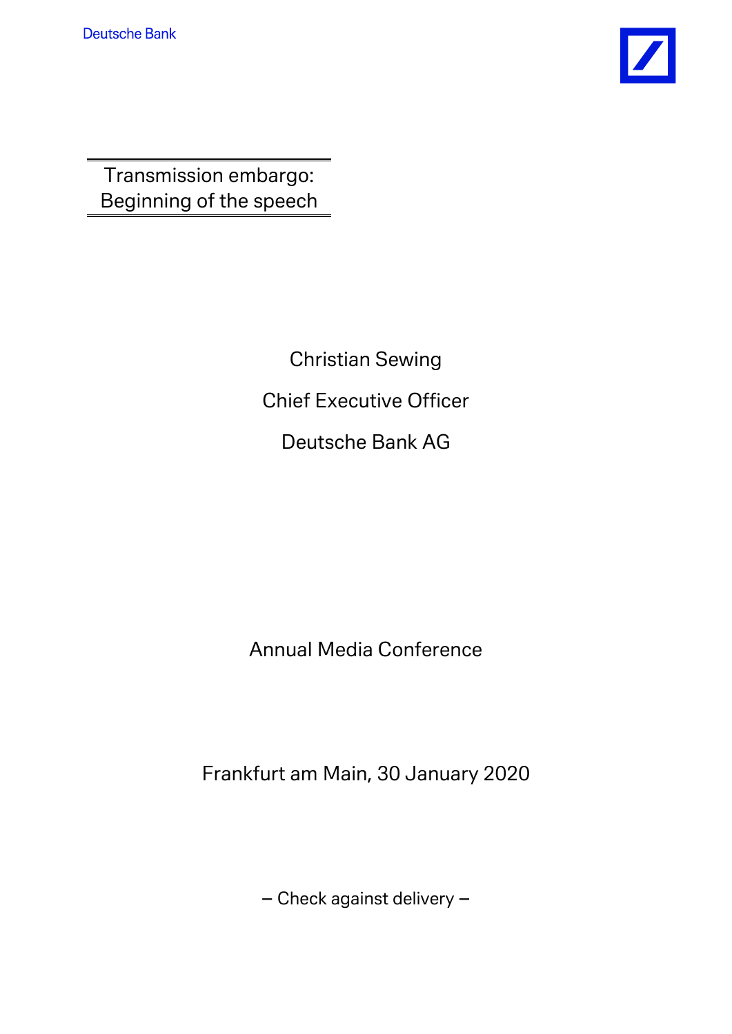Deutsche Bank

Transmission embargo:
Beginning of the speech

Christian Sewing

Chief Executive Officer

Deutsche Bank AG

Annual Media Conference

Frankfurt am Main, 30 January 2020

– Check against delivery –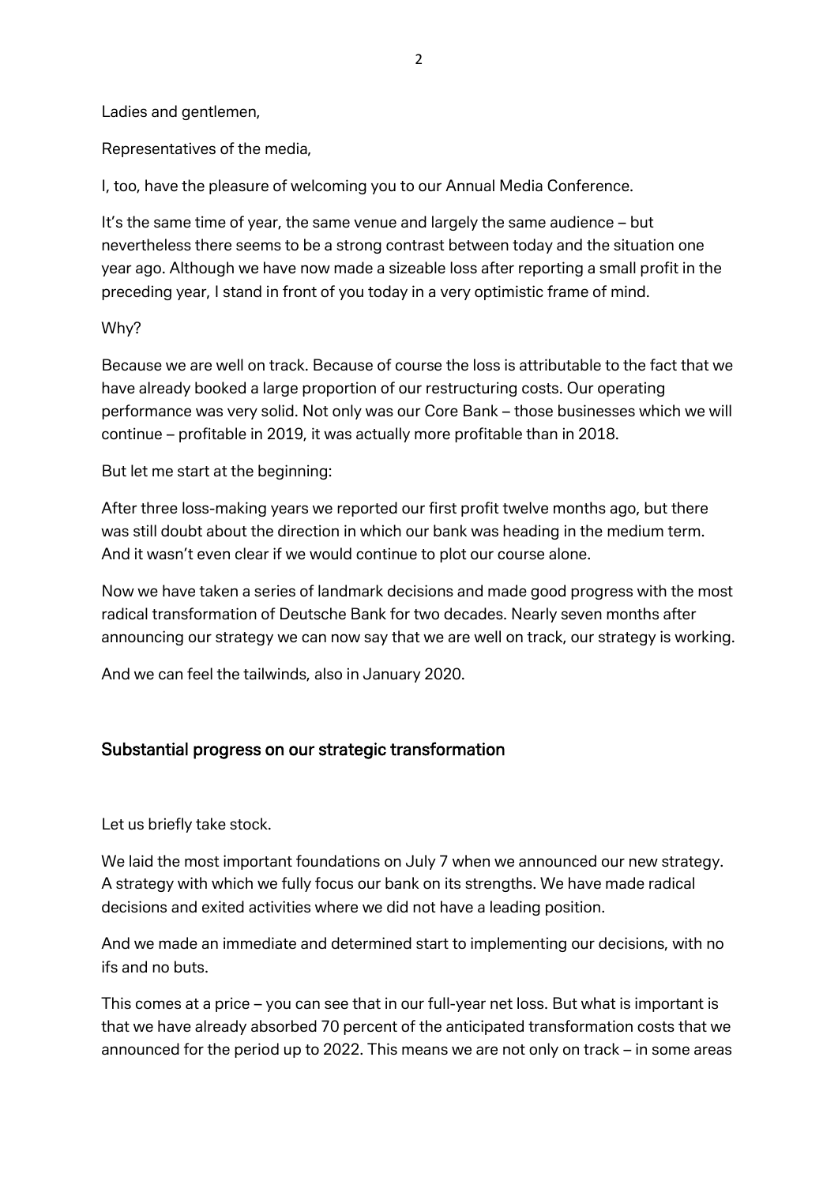Ladies and gentlemen,

Representatives of the media,

I, too, have the pleasure of welcoming you to our Annual Media Conference.

It's the same time of year, the same venue and largely the same audience – but nevertheless there seems to be a strong contrast between today and the situation one year ago. Although we have now made a sizeable loss after reporting a small profit in the preceding year, I stand in front of you today in a very optimistic frame of mind.

Why?

Because we are well on track. Because of course the loss is attributable to the fact that we have already booked a large proportion of our restructuring costs. Our operating performance was very solid. Not only was our Core Bank – those businesses which we will continue – profitable in 2019, it was actually more profitable than in 2018.

But let me start at the beginning:

After three loss-making years we reported our first profit twelve months ago, but there was still doubt about the direction in which our bank was heading in the medium term. And it wasn't even clear if we would continue to plot our course alone.

Now we have taken a series of landmark decisions and made good progress with the most radical transformation of Deutsche Bank for two decades. Nearly seven months after announcing our strategy we can now say that we are well on track, our strategy is working.

And we can feel the tailwinds, also in January 2020.

## Substantial progress on our strategic transformation

Let us briefly take stock.

We laid the most important foundations on July 7 when we announced our new strategy. A strategy with which we fully focus our bank on its strengths. We have made radical decisions and exited activities where we did not have a leading position.

And we made an immediate and determined start to implementing our decisions, with no ifs and no buts.

This comes at a price – you can see that in our full-year net loss. But what is important is that we have already absorbed 70 percent of the anticipated transformation costs that we announced for the period up to 2022. This means we are not only on track – in some areas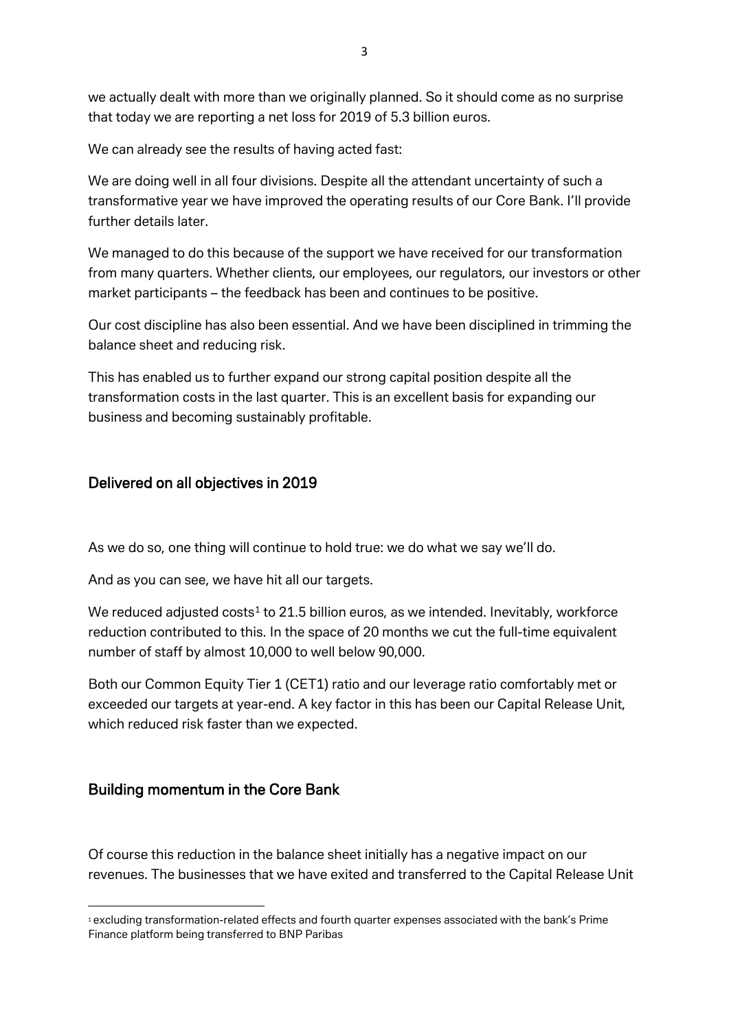we actually dealt with more than we originally planned. So it should come as no surprise that today we are reporting a net loss for 2019 of 5.3 billion euros.

We can already see the results of having acted fast:

We are doing well in all four divisions. Despite all the attendant uncertainty of such a transformative year we have improved the operating results of our Core Bank. I'll provide further details later.

We managed to do this because of the support we have received for our transformation from many quarters. Whether clients, our employees, our regulators, our investors or other market participants – the feedback has been and continues to be positive.

Our cost discipline has also been essential. And we have been disciplined in trimming the balance sheet and reducing risk.

This has enabled us to further expand our strong capital position despite all the transformation costs in the last quarter. This is an excellent basis for expanding our business and becoming sustainably profitable.

## Delivered on all objectives in 2019

As we do so, one thing will continue to hold true: we do what we say we'll do.

And as you can see, we have hit all our targets.

We reduced adjusted costs[1] to 21.5 billion euros, as we intended. Inevitably, workforce reduction contributed to this. In the space of 20 months we cut the full-time equivalent number of staff by almost 10,000 to well below 90,000.

Both our Common Equity Tier 1 (CET1) ratio and our leverage ratio comfortably met or exceeded our targets at year-end. A key factor in this has been our Capital Release Unit, which reduced risk faster than we expected.

## Building momentum in the Core Bank

Of course this reduction in the balance sheet initially has a negative impact on our revenues. The businesses that we have exited and transferred to the Capital Release Unit

[1] excluding transformation-related effects and fourth quarter expenses associated with the bank's Prime Finance platform being transferred to BNP Paribas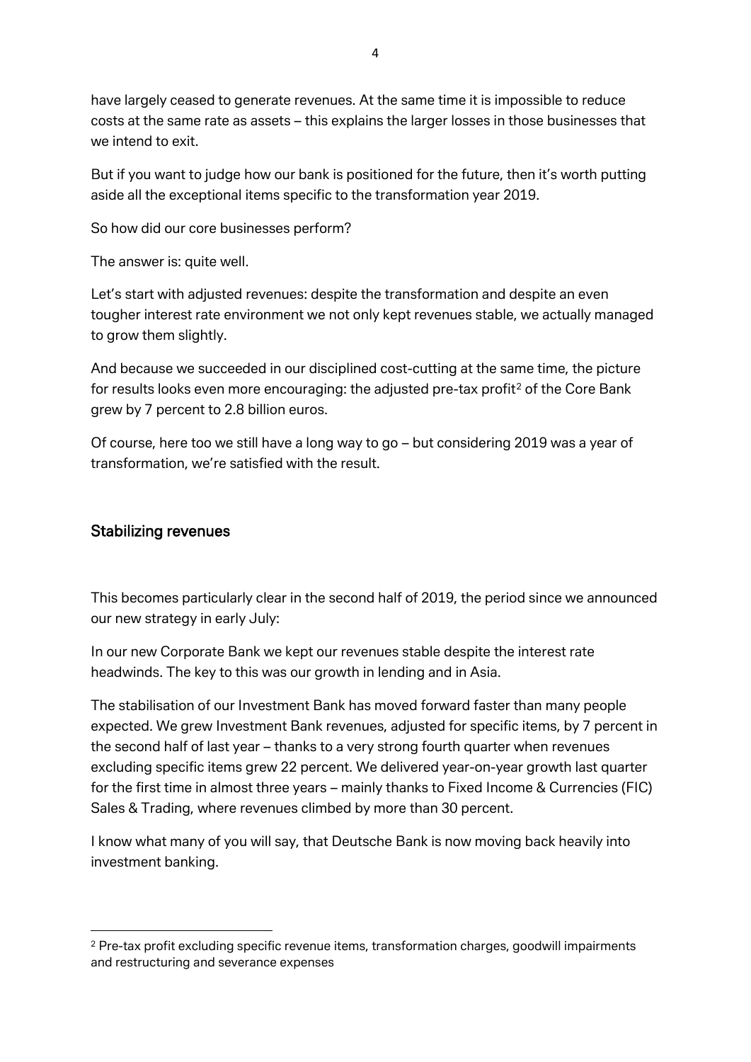have largely ceased to generate revenues. At the same time it is impossible to reduce costs at the same rate as assets – this explains the larger losses in those businesses that we intend to exit.

But if you want to judge how our bank is positioned for the future, then it's worth putting aside all the exceptional items specific to the transformation year 2019.

So how did our core businesses perform?

The answer is: quite well.

Let's start with adjusted revenues: despite the transformation and despite an even tougher interest rate environment we not only kept revenues stable, we actually managed to grow them slightly.

And because we succeeded in our disciplined cost-cutting at the same time, the picture for results looks even more encouraging: the adjusted pre-tax profit[2] of the Core Bank grew by 7 percent to 2.8 billion euros.

Of course, here too we still have a long way to go – but considering 2019 was a year of transformation, we're satisfied with the result.

## Stabilizing revenues

This becomes particularly clear in the second half of 2019, the period since we announced our new strategy in early July:

In our new Corporate Bank we kept our revenues stable despite the interest rate headwinds. The key to this was our growth in lending and in Asia.

The stabilisation of our Investment Bank has moved forward faster than many people expected. We grew Investment Bank revenues, adjusted for specific items, by 7 percent in the second half of last year – thanks to a very strong fourth quarter when revenues excluding specific items grew 22 percent. We delivered year-on-year growth last quarter for the first time in almost three years – mainly thanks to Fixed Income & Currencies (FIC) Sales & Trading, where revenues climbed by more than 30 percent.

I know what many of you will say, that Deutsche Bank is now moving back heavily into investment banking.

---

[2] Pre-tax profit excluding specific revenue items, transformation charges, goodwill impairments and restructuring and severance expenses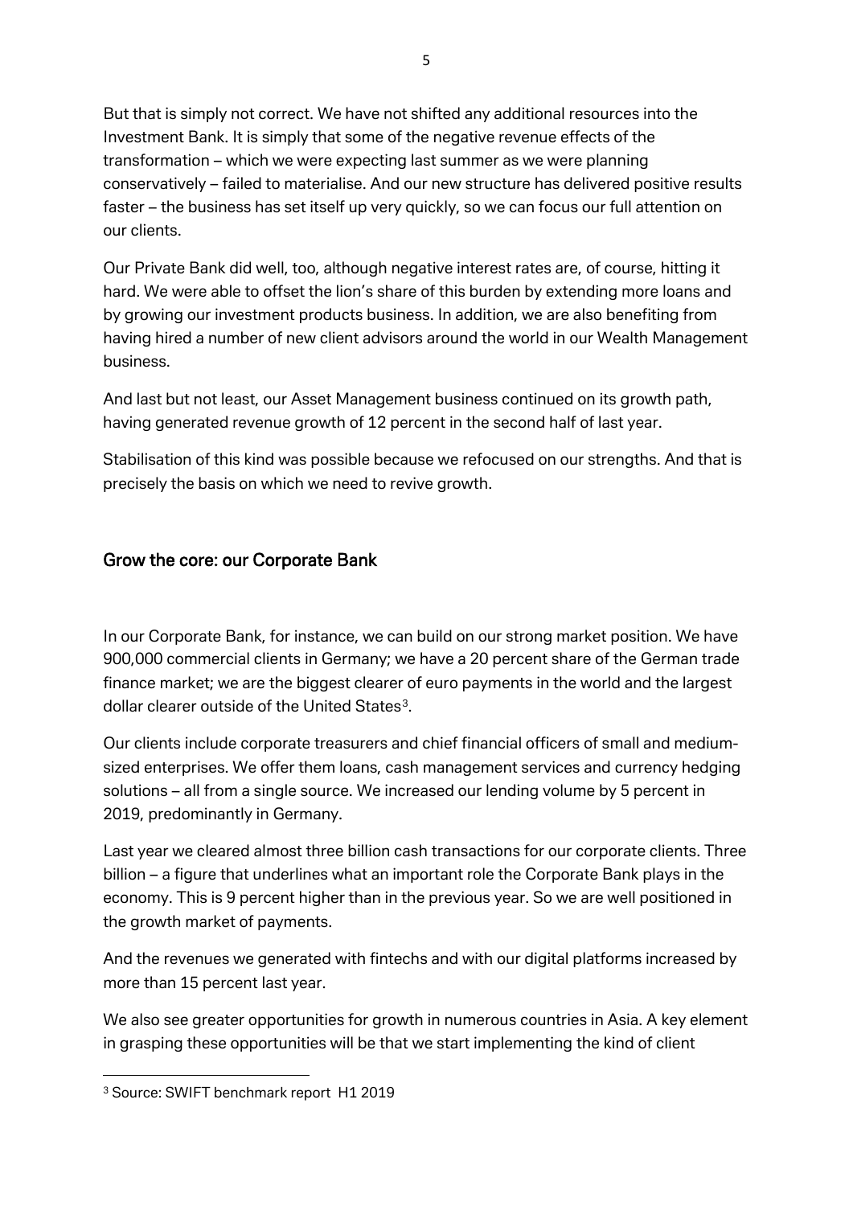But that is simply not correct. We have not shifted any additional resources into the Investment Bank. It is simply that some of the negative revenue effects of the transformation – which we were expecting last summer as we were planning conservatively – failed to materialise. And our new structure has delivered positive results faster – the business has set itself up very quickly, so we can focus our full attention on our clients.

Our Private Bank did well, too, although negative interest rates are, of course, hitting it hard. We were able to offset the lion's share of this burden by extending more loans and by growing our investment products business. In addition, we are also benefiting from having hired a number of new client advisors around the world in our Wealth Management business.

And last but not least, our Asset Management business continued on its growth path, having generated revenue growth of 12 percent in the second half of last year.

Stabilisation of this kind was possible because we refocused on our strengths. And that is precisely the basis on which we need to revive growth.

## Grow the core: our Corporate Bank

In our Corporate Bank, for instance, we can build on our strong market position. We have 900,000 commercial clients in Germany; we have a 20 percent share of the German trade finance market; we are the biggest clearer of euro payments in the world and the largest dollar clearer outside of the United States[3].

Our clients include corporate treasurers and chief financial officers of small and medium-sized enterprises. We offer them loans, cash management services and currency hedging solutions – all from a single source. We increased our lending volume by 5 percent in 2019, predominantly in Germany.

Last year we cleared almost three billion cash transactions for our corporate clients. Three billion – a figure that underlines what an important role the Corporate Bank plays in the economy. This is 9 percent higher than in the previous year. So we are well positioned in the growth market of payments.

And the revenues we generated with fintechs and with our digital platforms increased by more than 15 percent last year.

We also see greater opportunities for growth in numerous countries in Asia. A key element in grasping these opportunities will be that we start implementing the kind of client

[3] Source: SWIFT benchmark report H1 2019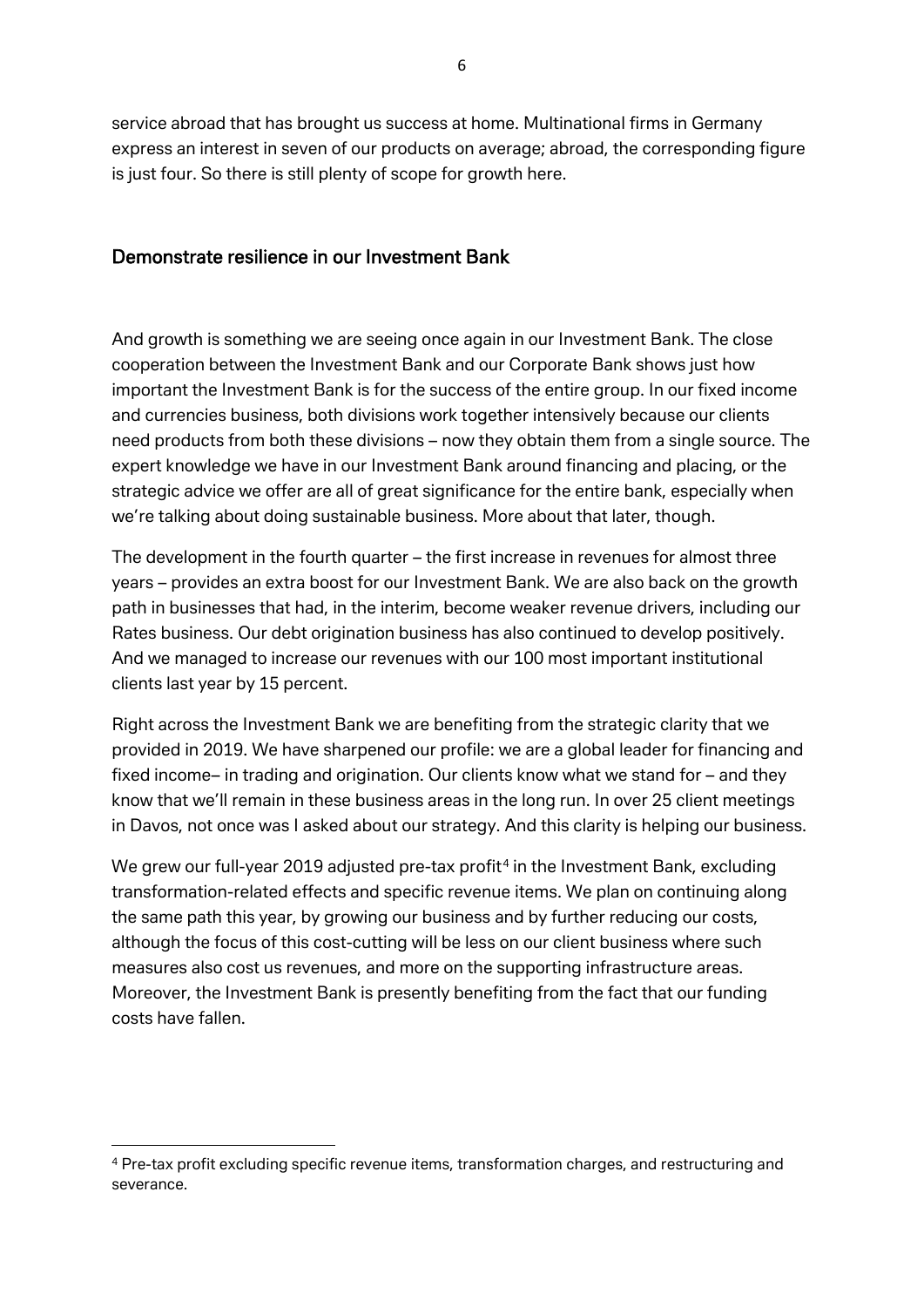service abroad that has brought us success at home. Multinational firms in Germany express an interest in seven of our products on average; abroad, the corresponding figure is just four. So there is still plenty of scope for growth here.

## Demonstrate resilience in our Investment Bank

And growth is something we are seeing once again in our Investment Bank. The close cooperation between the Investment Bank and our Corporate Bank shows just how important the Investment Bank is for the success of the entire group. In our fixed income and currencies business, both divisions work together intensively because our clients need products from both these divisions – now they obtain them from a single source. The expert knowledge we have in our Investment Bank around financing and placing, or the strategic advice we offer are all of great significance for the entire bank, especially when we're talking about doing sustainable business. More about that later, though.

The development in the fourth quarter – the first increase in revenues for almost three years – provides an extra boost for our Investment Bank. We are also back on the growth path in businesses that had, in the interim, become weaker revenue drivers, including our Rates business. Our debt origination business has also continued to develop positively. And we managed to increase our revenues with our 100 most important institutional clients last year by 15 percent.

Right across the Investment Bank we are benefiting from the strategic clarity that we provided in 2019. We have sharpened our profile: we are a global leader for financing and fixed income– in trading and origination. Our clients know what we stand for – and they know that we'll remain in these business areas in the long run. In over 25 client meetings in Davos, not once was I asked about our strategy. And this clarity is helping our business.

We grew our full-year 2019 adjusted pre-tax profit[4] in the Investment Bank, excluding transformation-related effects and specific revenue items. We plan on continuing along the same path this year, by growing our business and by further reducing our costs, although the focus of this cost-cutting will be less on our client business where such measures also cost us revenues, and more on the supporting infrastructure areas. Moreover, the Investment Bank is presently benefiting from the fact that our funding costs have fallen.

---

[4] Pre-tax profit excluding specific revenue items, transformation charges, and restructuring and severance.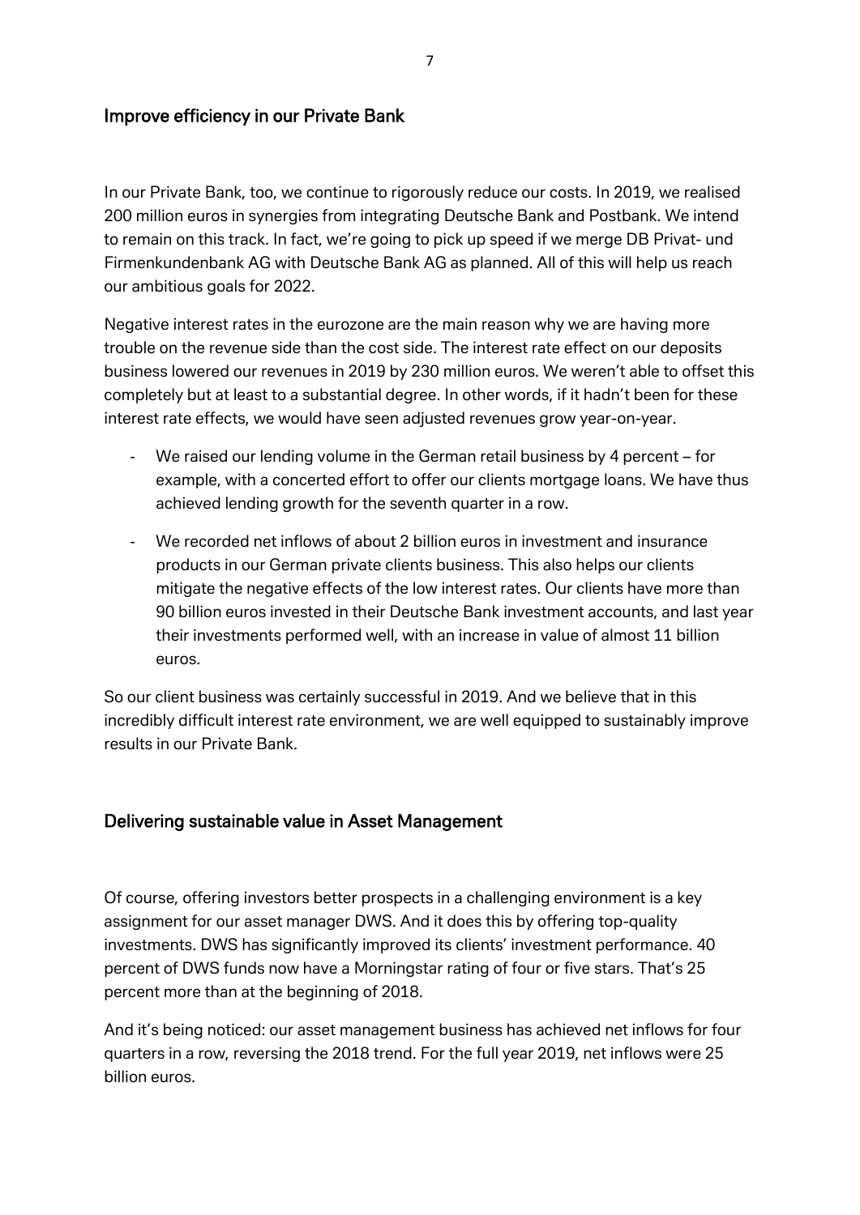## Improve efficiency in our Private Bank

In our Private Bank, too, we continue to rigorously reduce our costs. In 2019, we realised 200 million euros in synergies from integrating Deutsche Bank and Postbank. We intend to remain on this track. In fact, we're going to pick up speed if we merge DB Privat- und Firmenkundenbank AG with Deutsche Bank AG as planned. All of this will help us reach our ambitious goals for 2022.

Negative interest rates in the eurozone are the main reason why we are having more trouble on the revenue side than the cost side. The interest rate effect on our deposits business lowered our revenues in 2019 by 230 million euros. We weren't able to offset this completely but at least to a substantial degree. In other words, if it hadn't been for these interest rate effects, we would have seen adjusted revenues grow year-on-year.

- We raised our lending volume in the German retail business by 4 percent – for example, with a concerted effort to offer our clients mortgage loans. We have thus achieved lending growth for the seventh quarter in a row.
- We recorded net inflows of about 2 billion euros in investment and insurance products in our German private clients business. This also helps our clients mitigate the negative effects of the low interest rates. Our clients have more than 90 billion euros invested in their Deutsche Bank investment accounts, and last year their investments performed well, with an increase in value of almost 11 billion euros.

So our client business was certainly successful in 2019. And we believe that in this incredibly difficult interest rate environment, we are well equipped to sustainably improve results in our Private Bank.

## Delivering sustainable value in Asset Management

Of course, offering investors better prospects in a challenging environment is a key assignment for our asset manager DWS. And it does this by offering top-quality investments. DWS has significantly improved its clients' investment performance. 40 percent of DWS funds now have a Morningstar rating of four or five stars. That's 25 percent more than at the beginning of 2018.

And it's being noticed: our asset management business has achieved net inflows for four quarters in a row, reversing the 2018 trend. For the full year 2019, net inflows were 25 billion euros.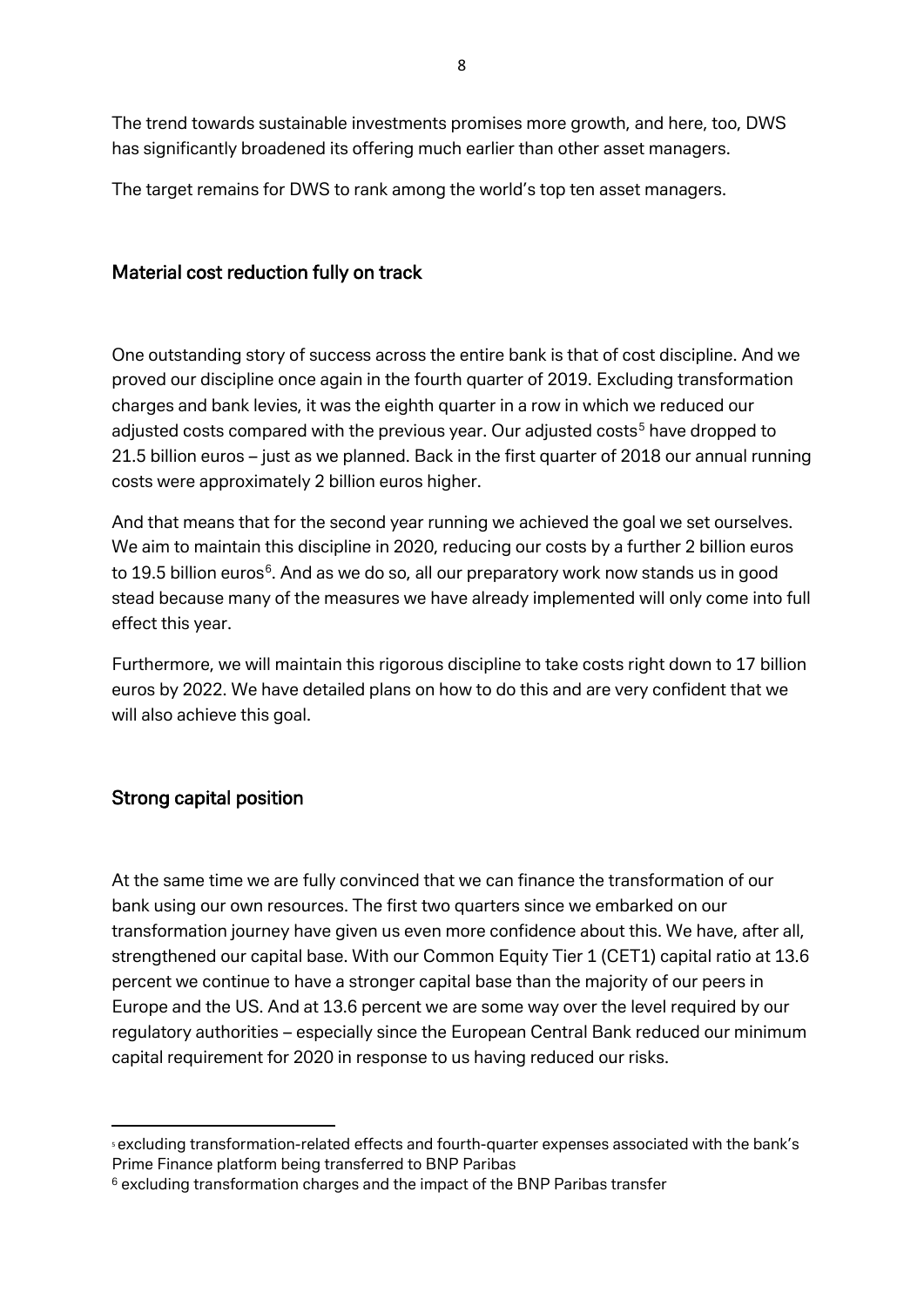The trend towards sustainable investments promises more growth, and here, too, DWS has significantly broadened its offering much earlier than other asset managers.

The target remains for DWS to rank among the world's top ten asset managers.

## Material cost reduction fully on track

One outstanding story of success across the entire bank is that of cost discipline. And we proved our discipline once again in the fourth quarter of 2019. Excluding transformation charges and bank levies, it was the eighth quarter in a row in which we reduced our adjusted costs compared with the previous year. Our adjusted costs[5] have dropped to 21.5 billion euros – just as we planned. Back in the first quarter of 2018 our annual running costs were approximately 2 billion euros higher.

And that means that for the second year running we achieved the goal we set ourselves. We aim to maintain this discipline in 2020, reducing our costs by a further 2 billion euros to 19.5 billion euros[6]. And as we do so, all our preparatory work now stands us in good stead because many of the measures we have already implemented will only come into full effect this year.

Furthermore, we will maintain this rigorous discipline to take costs right down to 17 billion euros by 2022. We have detailed plans on how to do this and are very confident that we will also achieve this goal.

## Strong capital position

At the same time we are fully convinced that we can finance the transformation of our bank using our own resources. The first two quarters since we embarked on our transformation journey have given us even more confidence about this. We have, after all, strengthened our capital base. With our Common Equity Tier 1 (CET1) capital ratio at 13.6 percent we continue to have a stronger capital base than the majority of our peers in Europe and the US. And at 13.6 percent we are some way over the level required by our regulatory authorities – especially since the European Central Bank reduced our minimum capital requirement for 2020 in response to us having reduced our risks.

---

[5] excluding transformation-related effects and fourth-quarter expenses associated with the bank's Prime Finance platform being transferred to BNP Paribas

[6] excluding transformation charges and the impact of the BNP Paribas transfer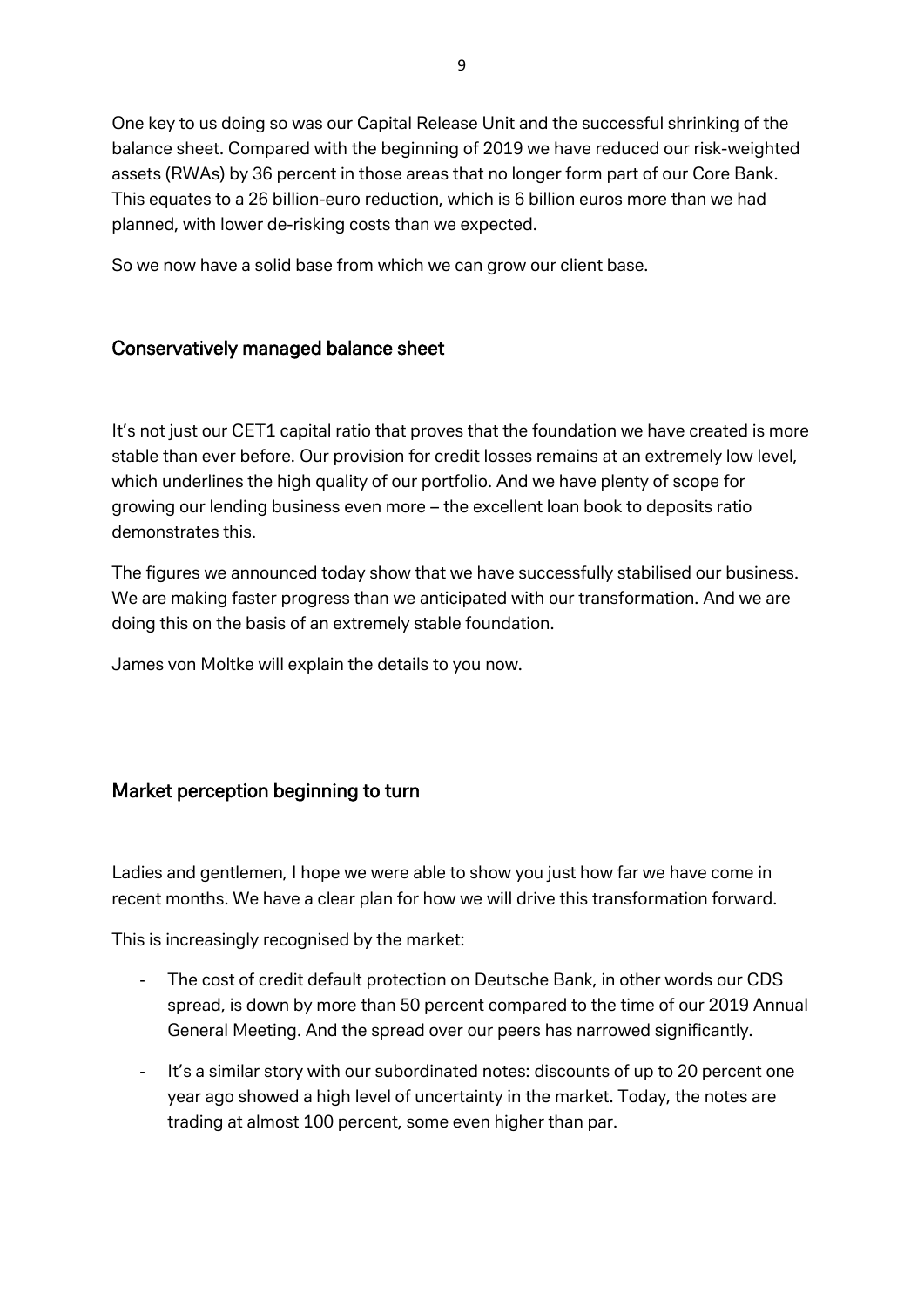One key to us doing so was our Capital Release Unit and the successful shrinking of the balance sheet. Compared with the beginning of 2019 we have reduced our risk-weighted assets (RWAs) by 36 percent in those areas that no longer form part of our Core Bank. This equates to a 26 billion-euro reduction, which is 6 billion euros more than we had planned, with lower de-risking costs than we expected.

So we now have a solid base from which we can grow our client base.

## Conservatively managed balance sheet

It's not just our CET1 capital ratio that proves that the foundation we have created is more stable than ever before. Our provision for credit losses remains at an extremely low level, which underlines the high quality of our portfolio. And we have plenty of scope for growing our lending business even more – the excellent loan book to deposits ratio demonstrates this.

The figures we announced today show that we have successfully stabilised our business. We are making faster progress than we anticipated with our transformation. And we are doing this on the basis of an extremely stable foundation.

James von Moltke will explain the details to you now.

---

## Market perception beginning to turn

Ladies and gentlemen, I hope we were able to show you just how far we have come in recent months. We have a clear plan for how we will drive this transformation forward.

This is increasingly recognised by the market:

- The cost of credit default protection on Deutsche Bank, in other words our CDS spread, is down by more than 50 percent compared to the time of our 2019 Annual General Meeting. And the spread over our peers has narrowed significantly.
- It's a similar story with our subordinated notes: discounts of up to 20 percent one year ago showed a high level of uncertainty in the market. Today, the notes are trading at almost 100 percent, some even higher than par.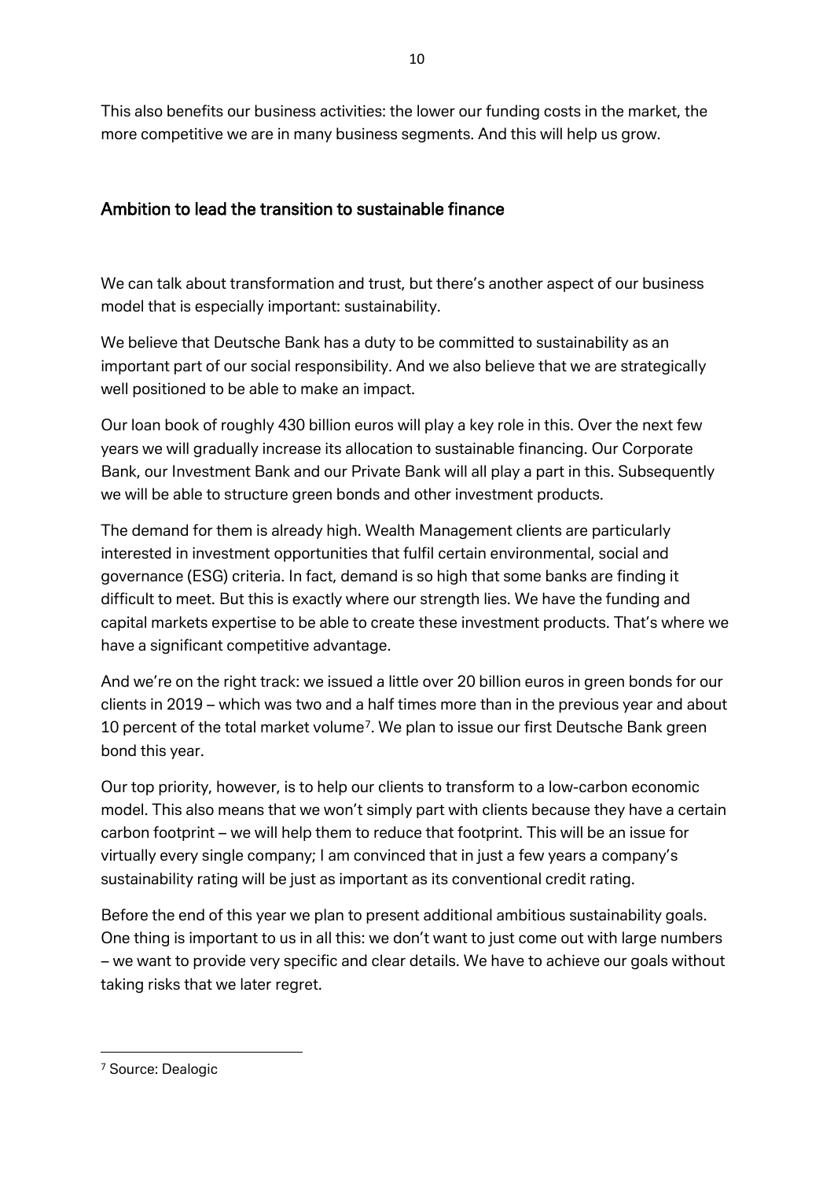This also benefits our business activities: the lower our funding costs in the market, the more competitive we are in many business segments. And this will help us grow.

## Ambition to lead the transition to sustainable finance

We can talk about transformation and trust, but there's another aspect of our business model that is especially important: sustainability.

We believe that Deutsche Bank has a duty to be committed to sustainability as an important part of our social responsibility. And we also believe that we are strategically well positioned to be able to make an impact.

Our loan book of roughly 430 billion euros will play a key role in this. Over the next few years we will gradually increase its allocation to sustainable financing. Our Corporate Bank, our Investment Bank and our Private Bank will all play a part in this. Subsequently we will be able to structure green bonds and other investment products.

The demand for them is already high. Wealth Management clients are particularly interested in investment opportunities that fulfil certain environmental, social and governance (ESG) criteria. In fact, demand is so high that some banks are finding it difficult to meet. But this is exactly where our strength lies. We have the funding and capital markets expertise to be able to create these investment products. That's where we have a significant competitive advantage.

And we're on the right track: we issued a little over 20 billion euros in green bonds for our clients in 2019 – which was two and a half times more than in the previous year and about 10 percent of the total market volume[7]. We plan to issue our first Deutsche Bank green bond this year.

Our top priority, however, is to help our clients to transform to a low-carbon economic model. This also means that we won't simply part with clients because they have a certain carbon footprint – we will help them to reduce that footprint. This will be an issue for virtually every single company; I am convinced that in just a few years a company's sustainability rating will be just as important as its conventional credit rating.

Before the end of this year we plan to present additional ambitious sustainability goals. One thing is important to us in all this: we don't want to just come out with large numbers – we want to provide very specific and clear details. We have to achieve our goals without taking risks that we later regret.

---

[7] Source: Dealogic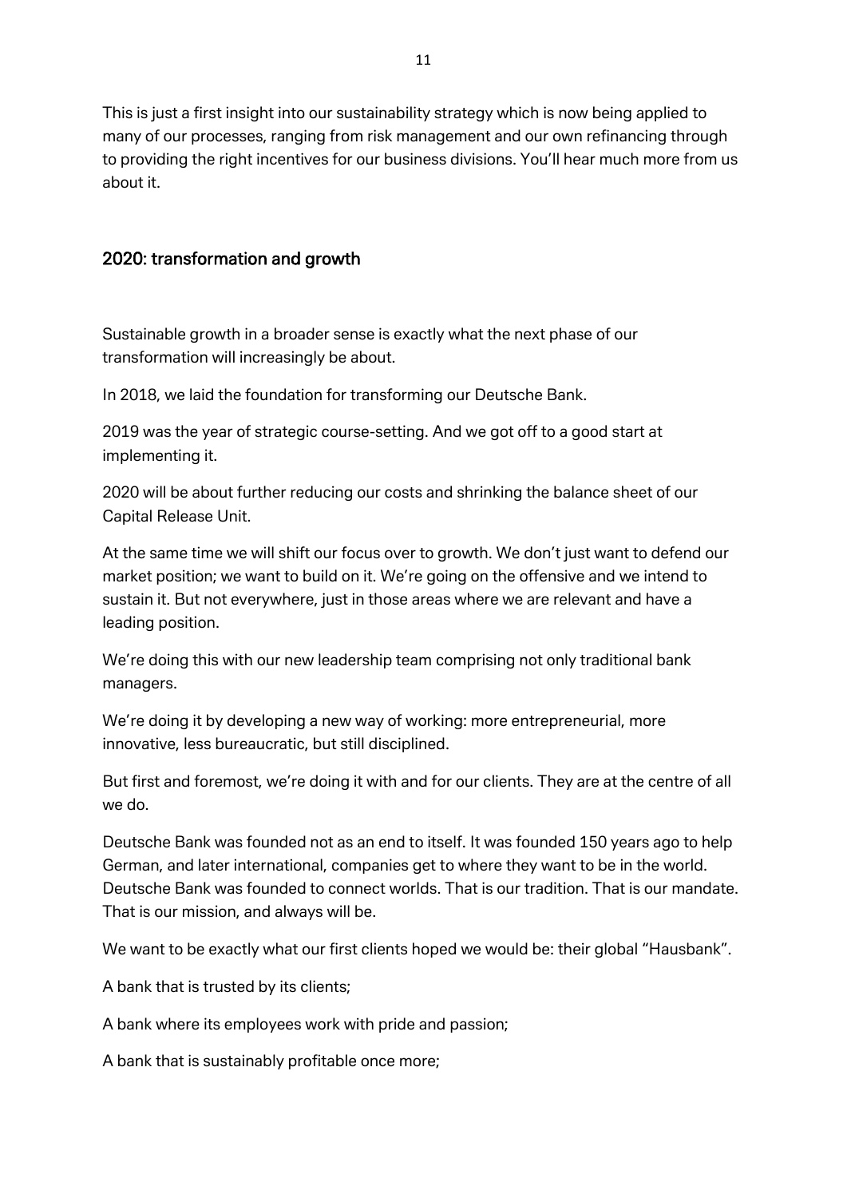This is just a first insight into our sustainability strategy which is now being applied to many of our processes, ranging from risk management and our own refinancing through to providing the right incentives for our business divisions. You'll hear much more from us about it.

## 2020: transformation and growth

Sustainable growth in a broader sense is exactly what the next phase of our transformation will increasingly be about.

In 2018, we laid the foundation for transforming our Deutsche Bank.

2019 was the year of strategic course-setting. And we got off to a good start at implementing it.

2020 will be about further reducing our costs and shrinking the balance sheet of our Capital Release Unit.

At the same time we will shift our focus over to growth. We don't just want to defend our market position; we want to build on it. We're going on the offensive and we intend to sustain it. But not everywhere, just in those areas where we are relevant and have a leading position.

We're doing this with our new leadership team comprising not only traditional bank managers.

We're doing it by developing a new way of working: more entrepreneurial, more innovative, less bureaucratic, but still disciplined.

But first and foremost, we're doing it with and for our clients. They are at the centre of all we do.

Deutsche Bank was founded not as an end to itself. It was founded 150 years ago to help German, and later international, companies get to where they want to be in the world. Deutsche Bank was founded to connect worlds. That is our tradition. That is our mandate. That is our mission, and always will be.

We want to be exactly what our first clients hoped we would be: their global "Hausbank".

A bank that is trusted by its clients;

A bank where its employees work with pride and passion;

A bank that is sustainably profitable once more;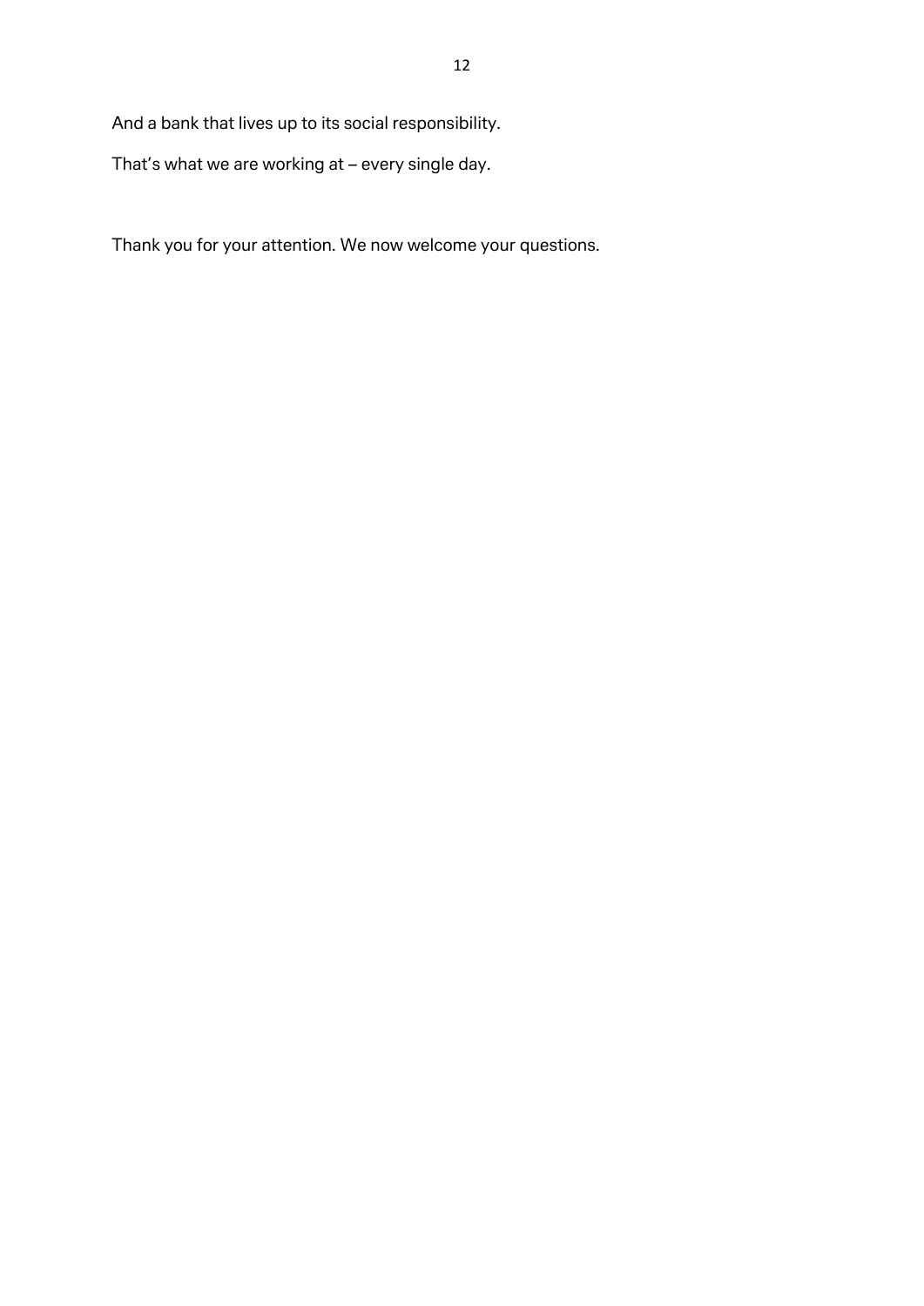And a bank that lives up to its social responsibility.

That's what we are working at – every single day.

Thank you for your attention. We now welcome your questions.